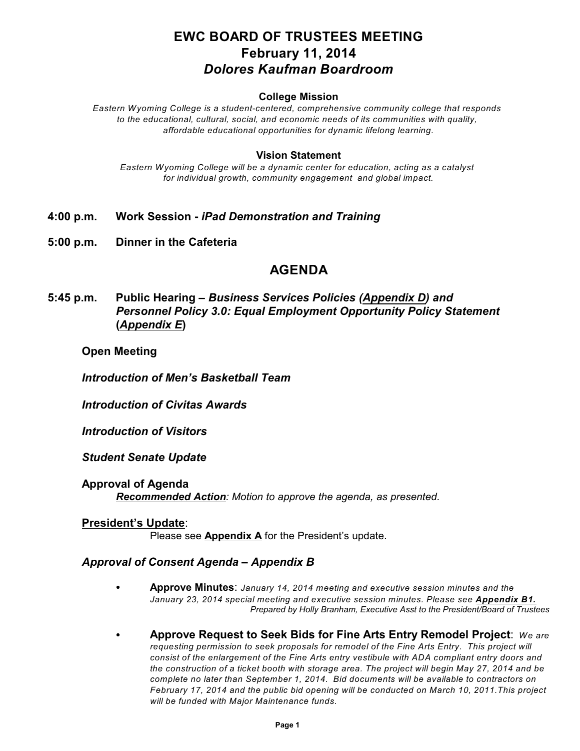# EWC BOARD OF TRUSTEES MEETING
## February 11, 2014
## *Dolores Kaufman Boardroom*

**College Mission**

*Eastern Wyoming College is a student-centered, comprehensive community college that responds to the educational, cultural, social, and economic needs of its communities with quality, affordable educational opportunities for dynamic lifelong learning.*

**Vision Statement**

*Eastern Wyoming College will be a dynamic center for education, acting as a catalyst for individual growth, community engagement and global impact.*

**4:00 p.m.** **Work Session -** ***iPad Demonstration and Training***

**5:00 p.m.** **Dinner in the Cafeteria**

## AGENDA

**5:45 p.m.** **Public Hearing –** ***Business Services Policies (Appendix D) and Personnel Policy 3.0: Equal Employment Opportunity Policy Statement (Appendix E)***

**Open Meeting**

***Introduction of Men's Basketball Team***

***Introduction of Civitas Awards***

***Introduction of Visitors***

***Student Senate Update***

**Approval of Agenda**

***Recommended Action****: Motion to approve the agenda, as presented.*

**President's Update**:

Please see **Appendix A** for the President's update.

***Approval of Consent Agenda – Appendix B***

- **Approve Minutes**: *January 14, 2014 meeting and executive session minutes and the January 23, 2014 special meeting and executive session minutes. Please see* ***Appendix B1.***
  *Prepared by Holly Branham, Executive Asst to the President/Board of Trustees*

- **Approve Request to Seek Bids for Fine Arts Entry Remodel Project**: *We are requesting permission to seek proposals for remodel of the Fine Arts Entry. This project will consist of the enlargement of the Fine Arts entry vestibule with ADA compliant entry doors and the construction of a ticket booth with storage area. The project will begin May 27, 2014 and be complete no later than September 1, 2014. Bid documents will be available to contractors on February 17, 2014 and the public bid opening will be conducted on March 10, 2011.This project will be funded with Major Maintenance funds.*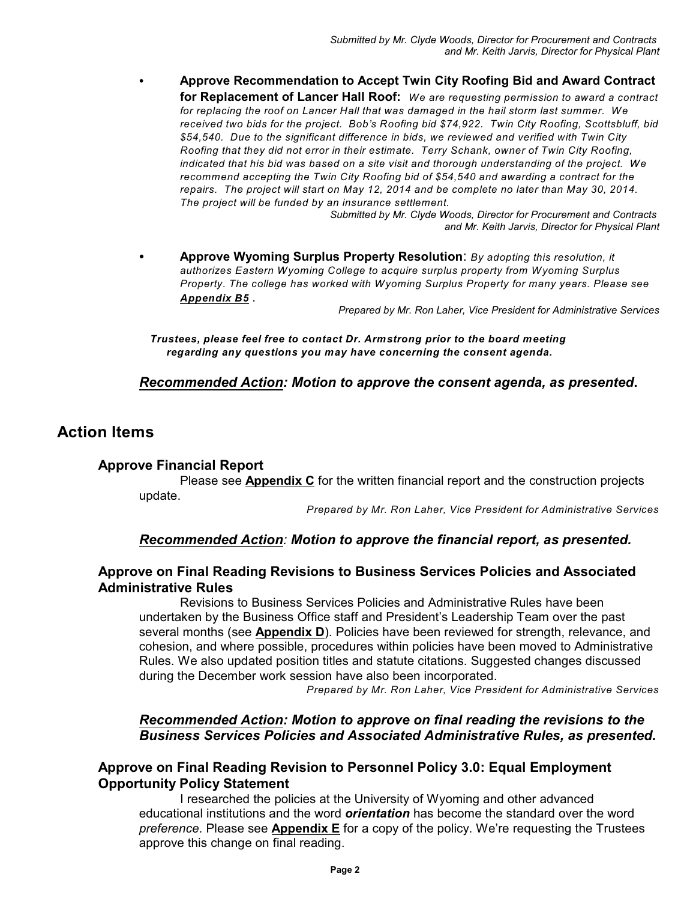*Submitted by Mr. Clyde Woods, Director for Procurement and Contracts and Mr. Keith Jarvis, Director for Physical Plant*

- **Approve Recommendation to Accept Twin City Roofing Bid and Award Contract for Replacement of Lancer Hall Roof:** *We are requesting permission to award a contract for replacing the roof on Lancer Hall that was damaged in the hail storm last summer. We received two bids for the project. Bob's Roofing bid $74,922. Twin City Roofing, Scottsbluff, bid $54,540. Due to the significant difference in bids, we reviewed and verified with Twin City Roofing that they did not error in their estimate. Terry Schank, owner of Twin City Roofing, indicated that his bid was based on a site visit and thorough understanding of the project. We recommend accepting the Twin City Roofing bid of $54,540 and awarding a contract for the repairs. The project will start on May 12, 2014 and be complete no later than May 30, 2014. The project will be funded by an insurance settlement.*

  *Submitted by Mr. Clyde Woods, Director for Procurement and Contracts and Mr. Keith Jarvis, Director for Physical Plant*

- **Approve Wyoming Surplus Property Resolution**: *By adopting this resolution, it authorizes Eastern Wyoming College to acquire surplus property from Wyoming Surplus Property. The college has worked with Wyoming Surplus Property for many years. Please see **Appendix B5** .*

  *Prepared by Mr. Ron Laher, Vice President for Administrative Services*

***Trustees, please feel free to contact Dr. Armstrong prior to the board meeting regarding any questions you may have concerning the consent agenda.***

***Recommended Action: Motion to approve the consent agenda, as presented.***

## Action Items

### Approve Financial Report

Please see **Appendix C** for the written financial report and the construction projects update.

*Prepared by Mr. Ron Laher, Vice President for Administrative Services*

***Recommended Action: Motion to approve the financial report, as presented.***

### Approve on Final Reading Revisions to Business Services Policies and Associated Administrative Rules

Revisions to Business Services Policies and Administrative Rules have been undertaken by the Business Office staff and President's Leadership Team over the past several months (see **Appendix D**). Policies have been reviewed for strength, relevance, and cohesion, and where possible, procedures within policies have been moved to Administrative Rules. We also updated position titles and statute citations. Suggested changes discussed during the December work session have also been incorporated.

*Prepared by Mr. Ron Laher, Vice President for Administrative Services*

***Recommended Action: Motion to approve on final reading the revisions to the Business Services Policies and Associated Administrative Rules, as presented.***

### Approve on Final Reading Revision to Personnel Policy 3.0: Equal Employment Opportunity Policy Statement

I researched the policies at the University of Wyoming and other advanced educational institutions and the word ***orientation*** has become the standard over the word *preference*. Please see **Appendix E** for a copy of the policy. We're requesting the Trustees approve this change on final reading.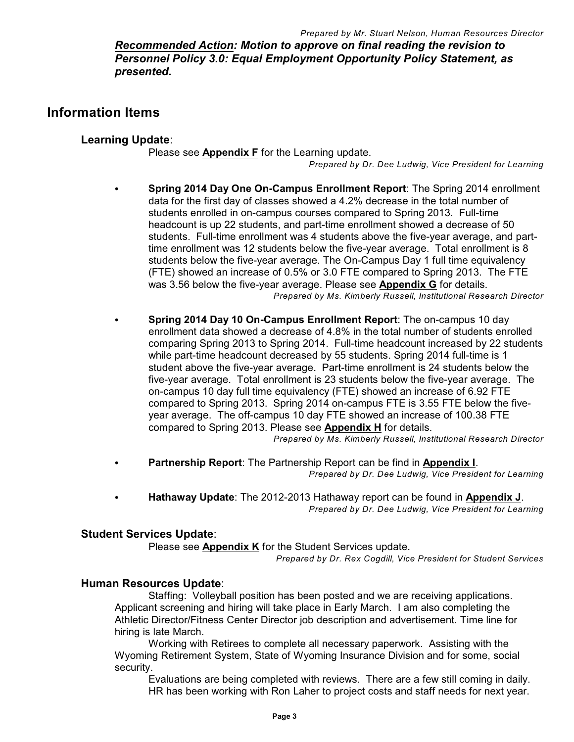*Prepared by Mr. Stuart Nelson, Human Resources Director*

***Recommended Action: Motion to approve on final reading the revision to Personnel Policy 3.0: Equal Employment Opportunity Policy Statement, as presented.***

## Information Items

### Learning Update:

Please see **Appendix F** for the Learning update.

*Prepared by Dr. Dee Ludwig, Vice President for Learning*

- **Spring 2014 Day One On-Campus Enrollment Report**: The Spring 2014 enrollment data for the first day of classes showed a 4.2% decrease in the total number of students enrolled in on-campus courses compared to Spring 2013. Full-time headcount is up 22 students, and part-time enrollment showed a decrease of 50 students. Full-time enrollment was 4 students above the five-year average, and part-time enrollment was 12 students below the five-year average. Total enrollment is 8 students below the five-year average. The On-Campus Day 1 full time equivalency (FTE) showed an increase of 0.5% or 3.0 FTE compared to Spring 2013. The FTE was 3.56 below the five-year average. Please see **Appendix G** for details.

  *Prepared by Ms. Kimberly Russell, Institutional Research Director*

- **Spring 2014 Day 10 On-Campus Enrollment Report**: The on-campus 10 day enrollment data showed a decrease of 4.8% in the total number of students enrolled comparing Spring 2013 to Spring 2014. Full-time headcount increased by 22 students while part-time headcount decreased by 55 students. Spring 2014 full-time is 1 student above the five-year average. Part-time enrollment is 24 students below the five-year average. Total enrollment is 23 students below the five-year average. The on-campus 10 day full time equivalency (FTE) showed an increase of 6.92 FTE compared to Spring 2013. Spring 2014 on-campus FTE is 3.55 FTE below the five-year average. The off-campus 10 day FTE showed an increase of 100.38 FTE compared to Spring 2013. Please see **Appendix H** for details.

  *Prepared by Ms. Kimberly Russell, Institutional Research Director*

- **Partnership Report**: The Partnership Report can be find in **Appendix I**.

  *Prepared by Dr. Dee Ludwig, Vice President for Learning*

- **Hathaway Update**: The 2012-2013 Hathaway report can be found in **Appendix J**.

  *Prepared by Dr. Dee Ludwig, Vice President for Learning*

### Student Services Update:

Please see **Appendix K** for the Student Services update.

*Prepared by Dr. Rex Cogdill, Vice President for Student Services*

### Human Resources Update:

Staffing: Volleyball position has been posted and we are receiving applications. Applicant screening and hiring will take place in Early March. I am also completing the Athletic Director/Fitness Center Director job description and advertisement. Time line for hiring is late March.

Working with Retirees to complete all necessary paperwork. Assisting with the Wyoming Retirement System, State of Wyoming Insurance Division and for some, social security.

Evaluations are being completed with reviews. There are a few still coming in daily. HR has been working with Ron Laher to project costs and staff needs for next year.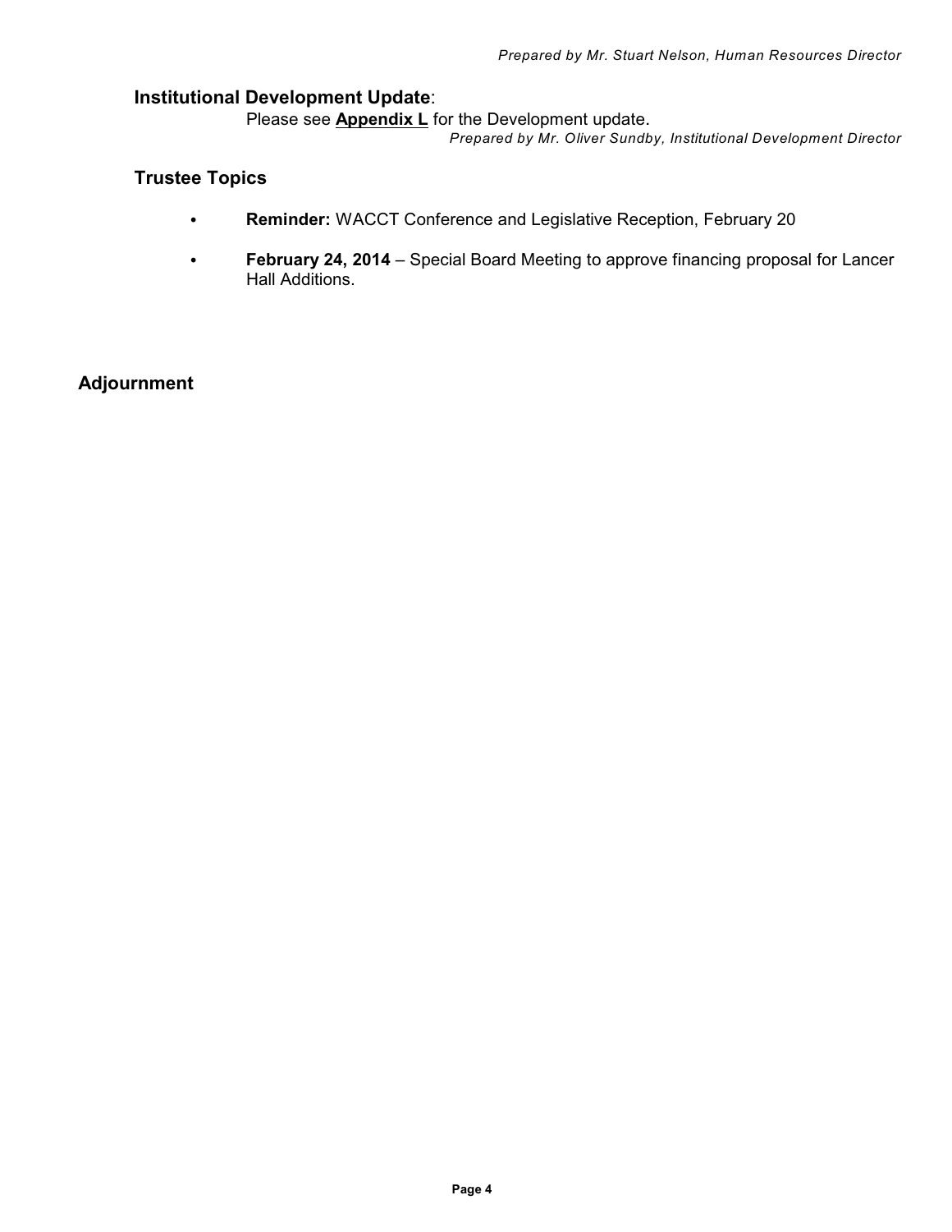*Prepared by Mr. Stuart Nelson, Human Resources Director*

### **Institutional Development Update**:

Please see **Appendix L** for the Development update.

*Prepared by Mr. Oliver Sundby, Institutional Development Director*

### Trustee Topics

- **Reminder:** WACCT Conference and Legislative Reception, February 20
- **February 24, 2014** – Special Board Meeting to approve financing proposal for Lancer Hall Additions.

## Adjournment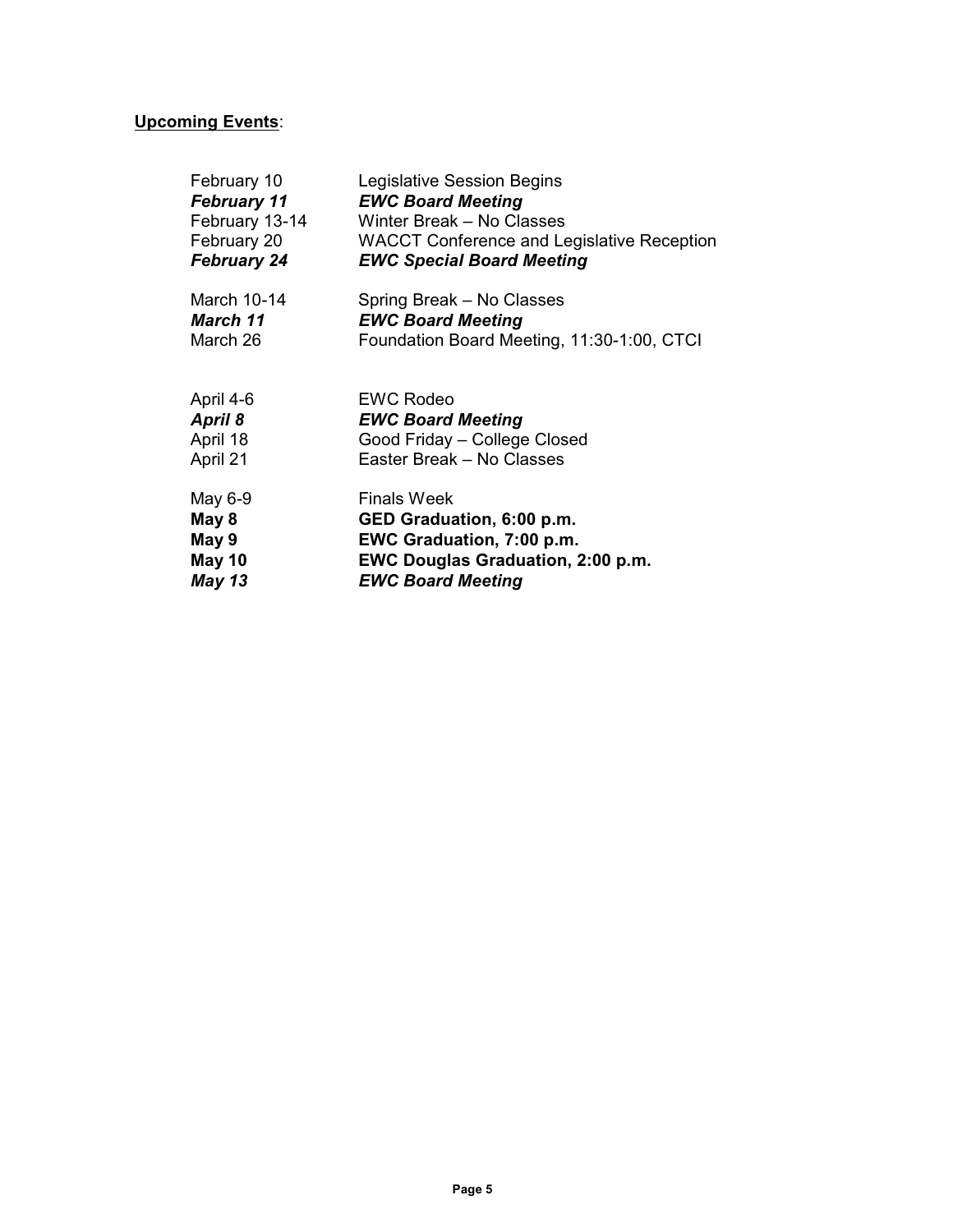**Upcoming Events**:

| | |
|---|---|
| February 10 | Legislative Session Begins |
| ***February 11*** | ***EWC Board Meeting*** |
| February 13-14 | Winter Break – No Classes |
| February 20 | WACCT Conference and Legislative Reception |
| ***February 24*** | ***EWC Special Board Meeting*** |
| March 10-14 | Spring Break – No Classes |
| ***March 11*** | ***EWC Board Meeting*** |
| March 26 | Foundation Board Meeting, 11:30-1:00, CTCI |
| April 4-6 | EWC Rodeo |
| ***April 8*** | ***EWC Board Meeting*** |
| April 18 | Good Friday – College Closed |
| April 21 | Easter Break – No Classes |
| May 6-9 | Finals Week |
| **May 8** | **GED Graduation, 6:00 p.m.** |
| **May 9** | **EWC Graduation, 7:00 p.m.** |
| **May 10** | **EWC Douglas Graduation, 2:00 p.m.** |
| ***May 13*** | ***EWC Board Meeting*** |